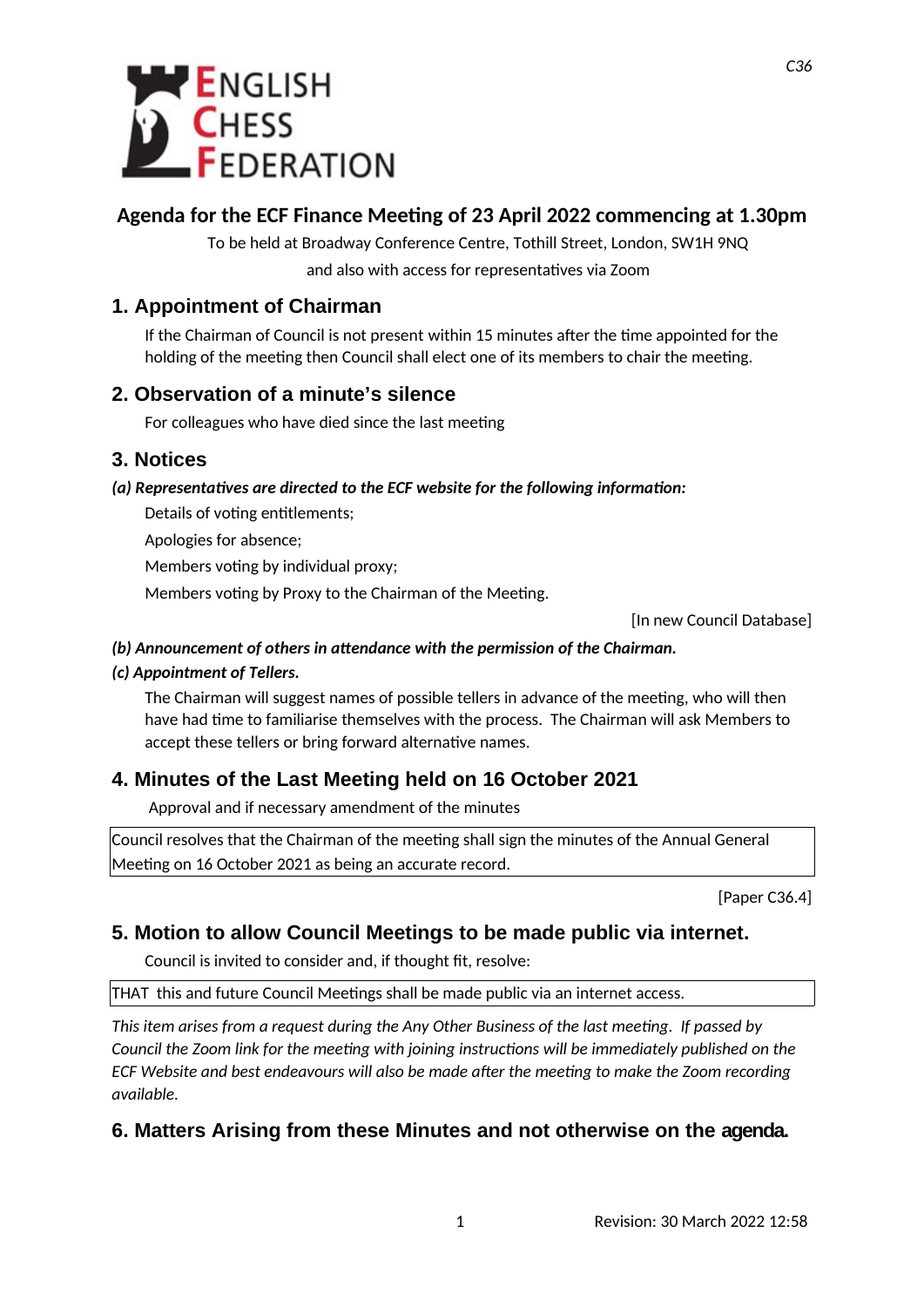ENGLISH CHESS FEDERATION

C36

# Agenda for the ECF Finance Meeting of 23 April 2022 commencing at 1.30pm

To be held at Broadway Conference Centre, Tothill Street, London, SW1H 9NQ

and also with access for representatives via Zoom

## 1. Appointment of Chairman

If the Chairman of Council is not present within 15 minutes after the time appointed for the holding of the meeting then Council shall elect one of its members to chair the meeting.

## 2. Observation of a minute's silence

For colleagues who have died since the last meeting

## 3. Notices

***(a) Representatives are directed to the ECF website for the following information:***

Details of voting entitlements;

Apologies for absence;

Members voting by individual proxy;

Members voting by Proxy to the Chairman of the Meeting.

[In new Council Database]

***(b) Announcement of others in attendance with the permission of the Chairman.***

***(c) Appointment of Tellers.***

The Chairman will suggest names of possible tellers in advance of the meeting, who will then have had time to familiarise themselves with the process. The Chairman will ask Members to accept these tellers or bring forward alternative names.

## 4. Minutes of the Last Meeting held on 16 October 2021

Approval and if necessary amendment of the minutes

Council resolves that the Chairman of the meeting shall sign the minutes of the Annual General Meeting on 16 October 2021 as being an accurate record.

[Paper C36.4]

## 5. Motion to allow Council Meetings to be made public via internet.

Council is invited to consider and, if thought fit, resolve:

THAT this and future Council Meetings shall be made public via an internet access.

*This item arises from a request during the Any Other Business of the last meeting. If passed by Council the Zoom link for the meeting with joining instructions will be immediately published on the ECF Website and best endeavours will also be made after the meeting to make the Zoom recording available.*

## 6. Matters Arising from these Minutes and not otherwise on the agenda.

Revision: 30 March 2022 12:58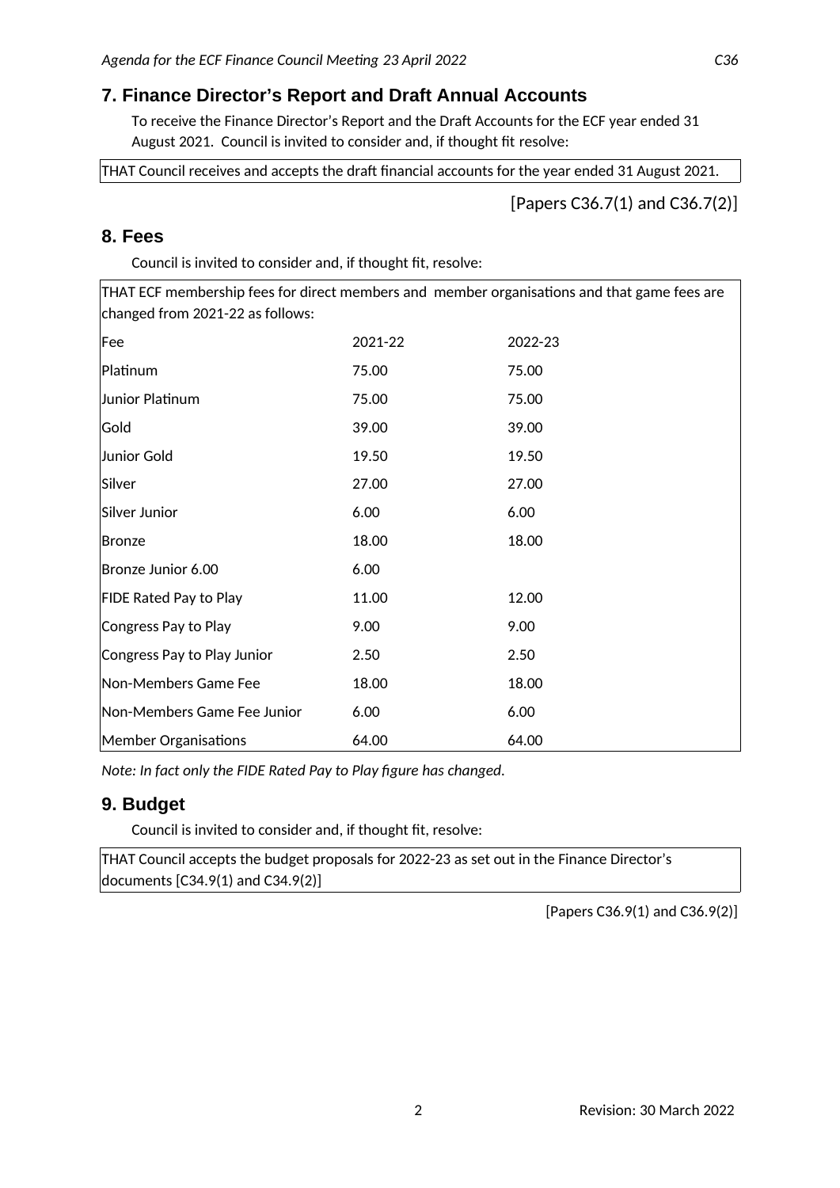## 7. Finance Director's Report and Draft Annual Accounts

To receive the Finance Director's Report and the Draft Accounts for the ECF year ended 31 August 2021. Council is invited to consider and, if thought fit resolve:

THAT Council receives and accepts the draft financial accounts for the year ended 31 August 2021.

[Papers C36.7(1) and C36.7(2)]

## 8. Fees

Council is invited to consider and, if thought fit, resolve:

THAT ECF membership fees for direct members and member organisations and that game fees are changed from 2021-22 as follows:

| Fee | 2021-22 | 2022-23 |
|---|---|---|
| Platinum | 75.00 | 75.00 |
| Junior Platinum | 75.00 | 75.00 |
| Gold | 39.00 | 39.00 |
| Junior Gold | 19.50 | 19.50 |
| Silver | 27.00 | 27.00 |
| Silver Junior | 6.00 | 6.00 |
| Bronze | 18.00 | 18.00 |
| Bronze Junior 6.00 | 6.00 | |
| FIDE Rated Pay to Play | 11.00 | 12.00 |
| Congress Pay to Play | 9.00 | 9.00 |
| Congress Pay to Play Junior | 2.50 | 2.50 |
| Non-Members Game Fee | 18.00 | 18.00 |
| Non-Members Game Fee Junior | 6.00 | 6.00 |
| Member Organisations | 64.00 | 64.00 |

*Note: In fact only the FIDE Rated Pay to Play figure has changed.*

## 9. Budget

Council is invited to consider and, if thought fit, resolve:

THAT Council accepts the budget proposals for 2022-23 as set out in the Finance Director's documents [C34.9(1) and C34.9(2)]

[Papers C36.9(1) and C36.9(2)]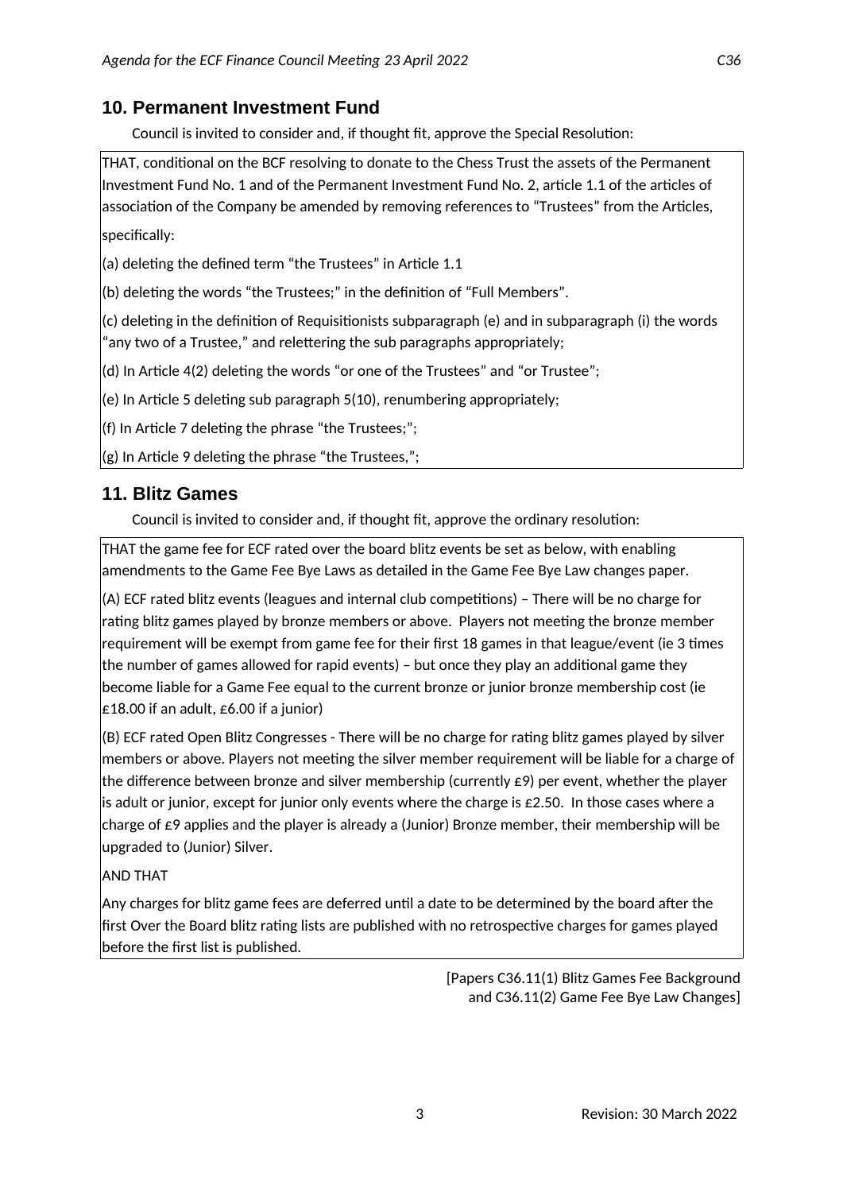## 10. Permanent Investment Fund

Council is invited to consider and, if thought fit, approve the Special Resolution:

> THAT, conditional on the BCF resolving to donate to the Chess Trust the assets of the Permanent Investment Fund No. 1 and of the Permanent Investment Fund No. 2, article 1.1 of the articles of association of the Company be amended by removing references to "Trustees" from the Articles, specifically:
>
> (a) deleting the defined term "the Trustees" in Article 1.1
>
> (b) deleting the words "the Trustees;" in the definition of "Full Members".
>
> (c) deleting in the definition of Requisitionists subparagraph (e) and in subparagraph (i) the words "any two of a Trustee," and relettering the sub paragraphs appropriately;
>
> (d) In Article 4(2) deleting the words "or one of the Trustees" and "or Trustee";
>
> (e) In Article 5 deleting sub paragraph 5(10), renumbering appropriately;
>
> (f) In Article 7 deleting the phrase "the Trustees;";
>
> (g) In Article 9 deleting the phrase "the Trustees,";

## 11. Blitz Games

Council is invited to consider and, if thought fit, approve the ordinary resolution:

> THAT the game fee for ECF rated over the board blitz events be set as below, with enabling amendments to the Game Fee Bye Laws as detailed in the Game Fee Bye Law changes paper.
>
> (A) ECF rated blitz events (leagues and internal club competitions) – There will be no charge for rating blitz games played by bronze members or above. Players not meeting the bronze member requirement will be exempt from game fee for their first 18 games in that league/event (ie 3 times the number of games allowed for rapid events) – but once they play an additional game they become liable for a Game Fee equal to the current bronze or junior bronze membership cost (ie £18.00 if an adult, £6.00 if a junior)
>
> (B) ECF rated Open Blitz Congresses - There will be no charge for rating blitz games played by silver members or above. Players not meeting the silver member requirement will be liable for a charge of the difference between bronze and silver membership (currently £9) per event, whether the player is adult or junior, except for junior only events where the charge is £2.50. In those cases where a charge of £9 applies and the player is already a (Junior) Bronze member, their membership will be upgraded to (Junior) Silver.
>
> AND THAT
>
> Any charges for blitz game fees are deferred until a date to be determined by the board after the first Over the Board blitz rating lists are published with no retrospective charges for games played before the first list is published.

[Papers C36.11(1) Blitz Games Fee Background and C36.11(2) Game Fee Bye Law Changes]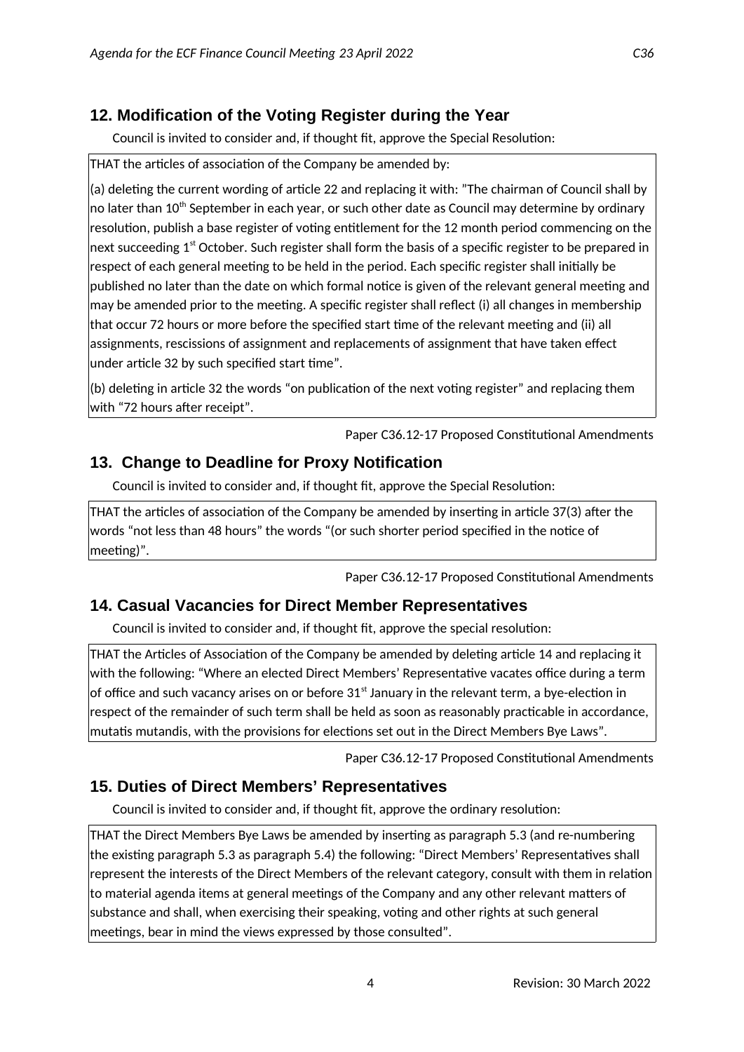## 12. Modification of the Voting Register during the Year

Council is invited to consider and, if thought fit, approve the Special Resolution:

> THAT the articles of association of the Company be amended by:
>
> (a) deleting the current wording of article 22 and replacing it with: "The chairman of Council shall by no later than 10th September in each year, or such other date as Council may determine by ordinary resolution, publish a base register of voting entitlement for the 12 month period commencing on the next succeeding 1st October. Such register shall form the basis of a specific register to be prepared in respect of each general meeting to be held in the period. Each specific register shall initially be published no later than the date on which formal notice is given of the relevant general meeting and may be amended prior to the meeting. A specific register shall reflect (i) all changes in membership that occur 72 hours or more before the specified start time of the relevant meeting and (ii) all assignments, rescissions of assignment and replacements of assignment that have taken effect under article 32 by such specified start time".
>
> (b) deleting in article 32 the words "on publication of the next voting register" and replacing them with "72 hours after receipt".

Paper C36.12-17 Proposed Constitutional Amendments

## 13. Change to Deadline for Proxy Notification

Council is invited to consider and, if thought fit, approve the Special Resolution:

> THAT the articles of association of the Company be amended by inserting in article 37(3) after the words "not less than 48 hours" the words "(or such shorter period specified in the notice of meeting)".

Paper C36.12-17 Proposed Constitutional Amendments

## 14. Casual Vacancies for Direct Member Representatives

Council is invited to consider and, if thought fit, approve the special resolution:

> THAT the Articles of Association of the Company be amended by deleting article 14 and replacing it with the following: "Where an elected Direct Members' Representative vacates office during a term of office and such vacancy arises on or before 31st January in the relevant term, a bye-election in respect of the remainder of such term shall be held as soon as reasonably practicable in accordance, mutatis mutandis, with the provisions for elections set out in the Direct Members Bye Laws".

Paper C36.12-17 Proposed Constitutional Amendments

## 15. Duties of Direct Members' Representatives

Council is invited to consider and, if thought fit, approve the ordinary resolution:

> THAT the Direct Members Bye Laws be amended by inserting as paragraph 5.3 (and re-numbering the existing paragraph 5.3 as paragraph 5.4) the following: "Direct Members' Representatives shall represent the interests of the Direct Members of the relevant category, consult with them in relation to material agenda items at general meetings of the Company and any other relevant matters of substance and shall, when exercising their speaking, voting and other rights at such general meetings, bear in mind the views expressed by those consulted".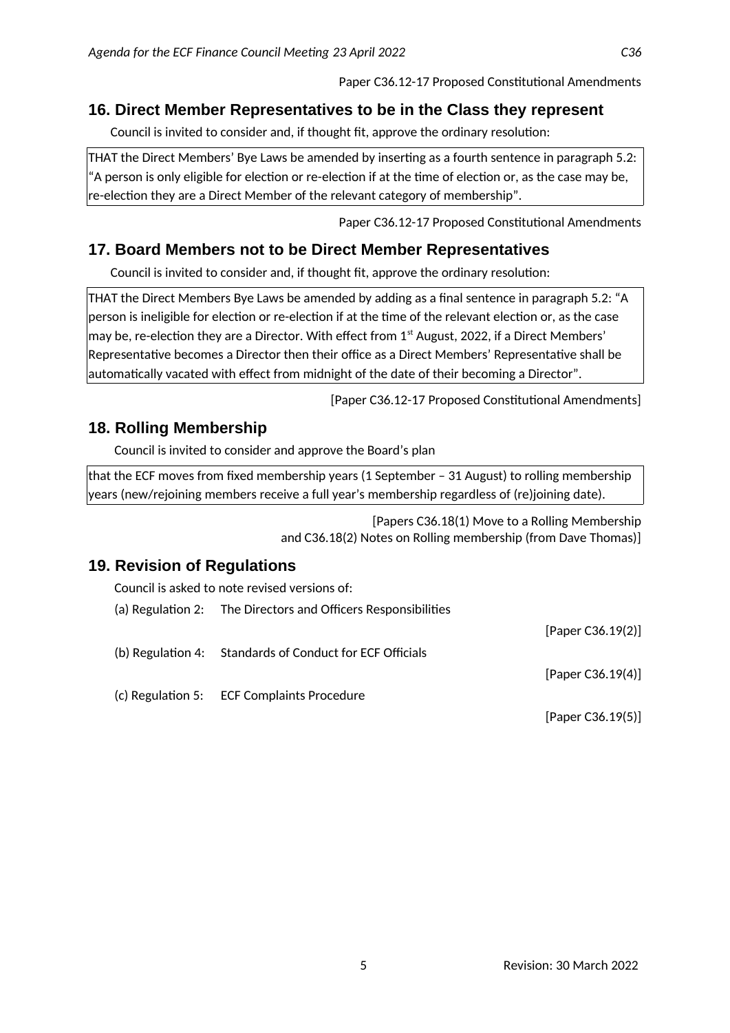Paper C36.12-17 Proposed Constitutional Amendments

## 16. Direct Member Representatives to be in the Class they represent

Council is invited to consider and, if thought fit, approve the ordinary resolution:

> THAT the Direct Members' Bye Laws be amended by inserting as a fourth sentence in paragraph 5.2: "A person is only eligible for election or re-election if at the time of election or, as the case may be, re-election they are a Direct Member of the relevant category of membership".

Paper C36.12-17 Proposed Constitutional Amendments

## 17. Board Members not to be Direct Member Representatives

Council is invited to consider and, if thought fit, approve the ordinary resolution:

> THAT the Direct Members Bye Laws be amended by adding as a final sentence in paragraph 5.2: "A person is ineligible for election or re-election if at the time of the relevant election or, as the case may be, re-election they are a Director. With effect from 1st August, 2022, if a Direct Members' Representative becomes a Director then their office as a Direct Members' Representative shall be automatically vacated with effect from midnight of the date of their becoming a Director".

[Paper C36.12-17 Proposed Constitutional Amendments]

## 18. Rolling Membership

Council is invited to consider and approve the Board's plan

> that the ECF moves from fixed membership years (1 September – 31 August) to rolling membership years (new/rejoining members receive a full year's membership regardless of (re)joining date).

[Papers C36.18(1) Move to a Rolling Membership
and C36.18(2) Notes on Rolling membership (from Dave Thomas)]

## 19. Revision of Regulations

Council is asked to note revised versions of:

(a) Regulation 2: The Directors and Officers Responsibilities

[Paper C36.19(2)]

(b) Regulation 4: Standards of Conduct for ECF Officials

[Paper C36.19(4)]

(c) Regulation 5: ECF Complaints Procedure

[Paper C36.19(5)]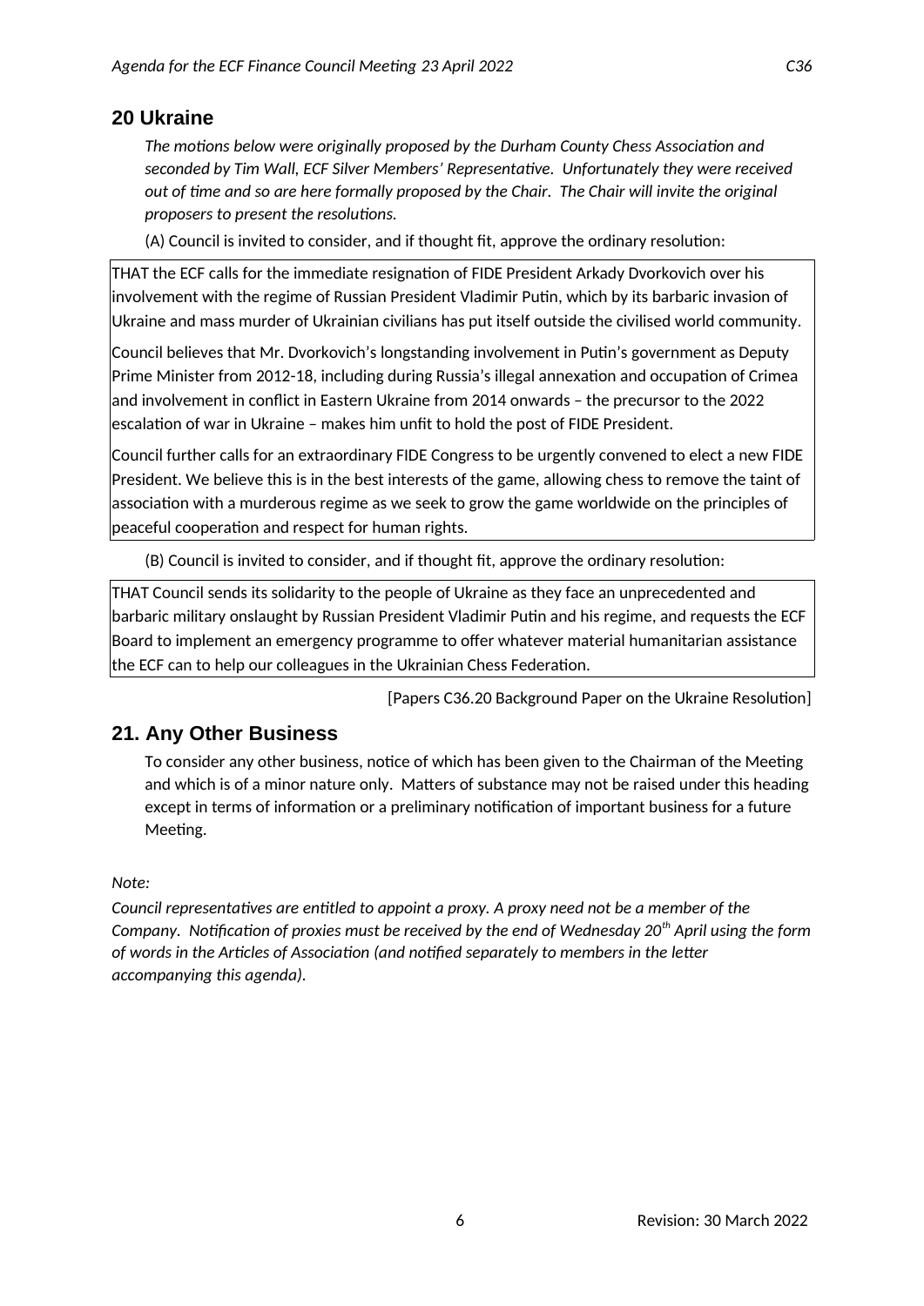## 20 Ukraine

*The motions below were originally proposed by the Durham County Chess Association and seconded by Tim Wall, ECF Silver Members' Representative. Unfortunately they were received out of time and so are here formally proposed by the Chair. The Chair will invite the original proposers to present the resolutions.*

(A) Council is invited to consider, and if thought fit, approve the ordinary resolution:

> THAT the ECF calls for the immediate resignation of FIDE President Arkady Dvorkovich over his involvement with the regime of Russian President Vladimir Putin, which by its barbaric invasion of Ukraine and mass murder of Ukrainian civilians has put itself outside the civilised world community.
>
> Council believes that Mr. Dvorkovich's longstanding involvement in Putin's government as Deputy Prime Minister from 2012-18, including during Russia's illegal annexation and occupation of Crimea and involvement in conflict in Eastern Ukraine from 2014 onwards – the precursor to the 2022 escalation of war in Ukraine – makes him unfit to hold the post of FIDE President.
>
> Council further calls for an extraordinary FIDE Congress to be urgently convened to elect a new FIDE President. We believe this is in the best interests of the game, allowing chess to remove the taint of association with a murderous regime as we seek to grow the game worldwide on the principles of peaceful cooperation and respect for human rights.

(B) Council is invited to consider, and if thought fit, approve the ordinary resolution:

> THAT Council sends its solidarity to the people of Ukraine as they face an unprecedented and barbaric military onslaught by Russian President Vladimir Putin and his regime, and requests the ECF Board to implement an emergency programme to offer whatever material humanitarian assistance the ECF can to help our colleagues in the Ukrainian Chess Federation.

[Papers C36.20 Background Paper on the Ukraine Resolution]

## 21. Any Other Business

To consider any other business, notice of which has been given to the Chairman of the Meeting and which is of a minor nature only. Matters of substance may not be raised under this heading except in terms of information or a preliminary notification of important business for a future Meeting.

*Note:*

*Council representatives are entitled to appoint a proxy. A proxy need not be a member of the Company. Notification of proxies must be received by the end of Wednesday 20th April using the form of words in the Articles of Association (and notified separately to members in the letter accompanying this agenda).*